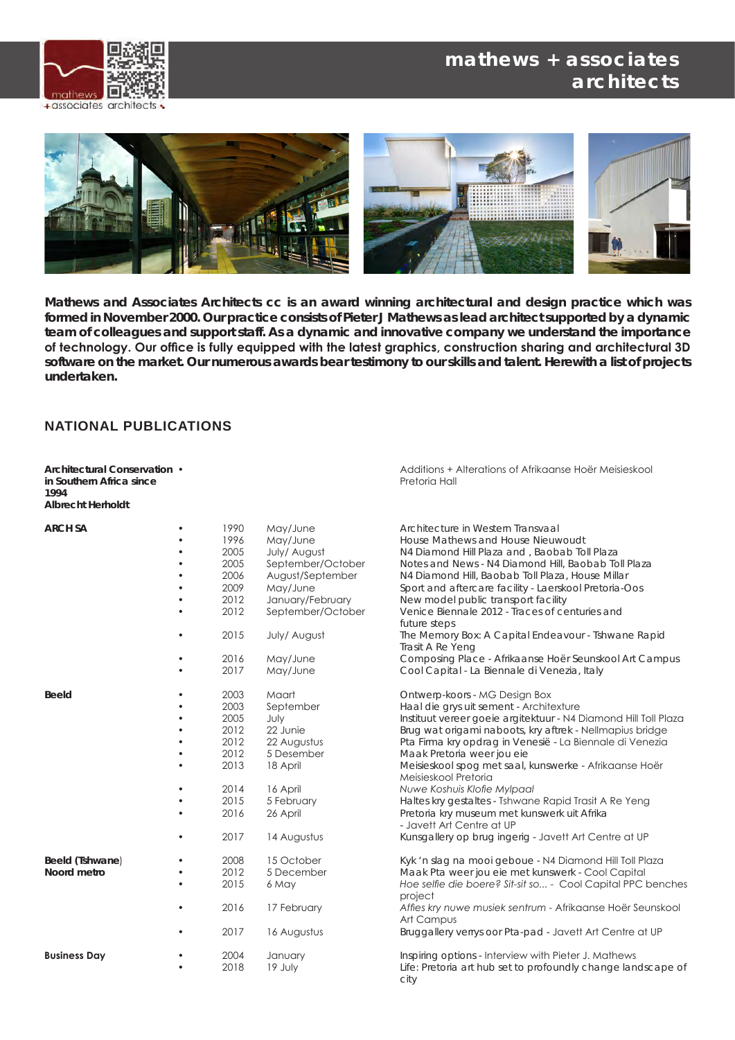# mathews + associates architects

**Mathews and Associates Architects cc is an award winning architectural and design practice which was formed in November 2000. Our practice consists of Pieter J Mathews as lead architect supported by a dynamic team of colleagues and support staff. As a dynamic and innovative company we understand the importance of technology. Our office is fully equipped with the latest graphics, construction sharing and architectural 3D software on the market. Our numerous awards bear testimony to our skills and talent. Herewith a list of projects undertaken.**

## NATIONAL PUBLICATIONS

| Publication | | Year | Date | Article |
|---|---|---|---|---|
| **Architectural Conservation in Southern Africa since 1994 Albrecht Herholdt** | • | | | Additions + Alterations of Afrikaanse Hoër Meisieskool Pretoria Hall |
| **ARCH SA** | • | 1990 | May/June | Architecture in Western Transvaal |
| | • | 1996 | May/June | House Mathews and House Nieuwoudt |
| | • | 2005 | July/ August | N4 Diamond Hill Plaza and , Baobab Toll Plaza |
| | • | 2005 | September/October | Notes and News - N4 Diamond Hill, Baobab Toll Plaza |
| | • | 2006 | August/September | N4 Diamond Hill, Baobab Toll Plaza, House Millar |
| | • | 2009 | May/June | Sport and aftercare facility - Laerskool Pretoria-Oos |
| | • | 2012 | January/February | New model public transport facility |
| | • | 2012 | September/October | Venice Biennale 2012 - Traces of centuries and future steps |
| | • | 2015 | July/ August | The Memory Box: A Capital Endeavour - Tshwane Rapid Trasit A Re Yeng |
| | • | 2016 | May/June | Composing Place - Afrikaanse Hoër Seunskool Art Campus |
| | • | 2017 | May/June | Cool Capital - La Biennale di Venezia, Italy |
| **Beeld** | • | 2003 | Maart | Ontwerp-koors - MG Design Box |
| | • | 2003 | September | Haal die grys uit sement - Architexture |
| | • | 2005 | July | Instituut vereer goeie argitektuur - N4 Diamond Hill Toll Plaza |
| | • | 2012 | 22 Junie | Brug wat origami naboots, kry aftrek - Nellmapius bridge |
| | • | 2012 | 22 Augustus | Pta Firma kry opdrag in Venesië - La Biennale di Venezia |
| | • | 2012 | 5 Desember | Maak Pretoria weer jou eie |
| | • | 2013 | 18 April | Meisieskool spog met saal, kunswerke - Afrikaanse Hoër Meisieskool Pretoria |
| | • | 2014 | 16 April | *Nuwe Koshuis Klofie Mylpaal* |
| | • | 2015 | 5 February | Haltes kry gestaltes - Tshwane Rapid Trasit A Re Yeng |
| | • | 2016 | 26 April | Pretoria kry museum met kunswerk uit Afrika - Javett Art Centre at UP |
| | • | 2017 | 14 Augustus | Kunsgallery op brug ingerig - Javett Art Centre at UP |
| **Beeld (Tshwane) Noord metro** | • | 2008 | 15 October | Kyk 'n slag na mooi geboue - N4 Diamond Hill Toll Plaza |
| | • | 2012 | 5 December | Maak Pta weer jou eie met kunswerk - Cool Capital |
| | • | 2015 | 6 May | *Hoe selfie die boere? Sit-sit so...* - Cool Capital PPC benches project |
| | • | 2016 | 17 February | *Affies kry nuwe musiek sentrum* - Afrikaanse Hoër Seunskool Art Campus |
| | • | 2017 | 16 Augustus | Bruggallery verrys oor Pta-pad - Javett Art Centre at UP |
| **Business Day** | • | 2004 | January | Inspiring options - Interview with Pieter J. Mathews |
| | • | 2018 | 19 July | Life: Pretoria art hub set to profoundly change landscape of city |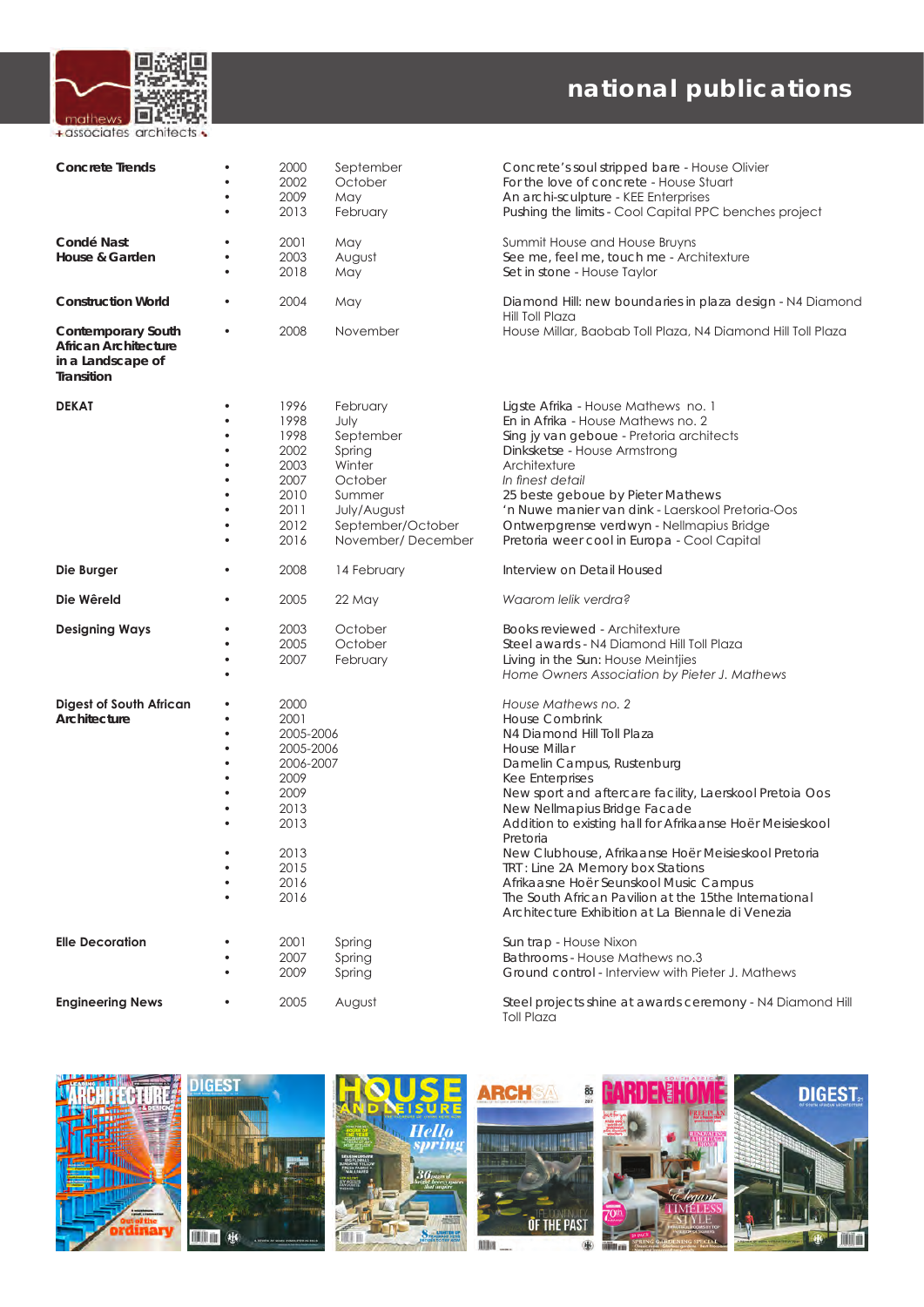# national publications

| Publication | Year | Month | Article |
|---|---|---|---|
| **Concrete Trends** | 2000 | September | Concrete's soul stripped bare - House Olivier |
| | 2002 | October | For the love of concrete - House Stuart |
| | 2009 | May | An archi-sculpture - KEE Enterprises |
| | 2013 | February | Pushing the limits - Cool Capital PPC benches project |
| **Condé Nast House & Garden** | 2001 | May | Summit House and House Bruyns |
| | 2003 | August | See me, feel me, touch me - Architexture |
| | 2018 | May | Set in stone - House Taylor |
| **Construction World** | 2004 | May | Diamond Hill: new boundaries in plaza design - N4 Diamond Hill Toll Plaza |
| **Contemporary South African Architecture in a Landscape of Transition** | 2008 | November | House Millar, Baobab Toll Plaza, N4 Diamond Hill Toll Plaza |
| **DEKAT** | 1996 | February | Ligste Afrika - House Mathews no. 1 |
| | 1998 | July | En in Afrika - House Mathews no. 2 |
| | 1998 | September | Sing jy van geboue - Pretoria architects |
| | 2002 | Spring | Dinksketse - House Armstrong |
| | 2003 | Winter | Architexture |
| | 2007 | October | *In finest detail* |
| | 2010 | Summer | 25 beste geboue by Pieter Mathews |
| | 2011 | July/August | 'n Nuwe manier van dink - Laerskool Pretoria-Oos |
| | 2012 | September/October | Ontwerpgrense verdwyn - Nellmapius Bridge |
| | 2016 | November/ December | Pretoria weer cool in Europa - Cool Capital |
| **Die Burger** | 2008 | 14 February | Interview on Detail Housed |
| **Die Wêreld** | 2005 | 22 May | *Waarom lelik verdra?* |
| **Designing Ways** | 2003 | October | Books reviewed - Architexture |
| | 2005 | October | Steel awards - N4 Diamond Hill Toll Plaza |
| | 2007 | February | Living in the Sun: House Meintjies |
| | | | *Home Owners Association by Pieter J. Mathews* |
| **Digest of South African Architecture** | 2000 | | *House Mathews no. 2* |
| | 2001 | | House Combrink |
| | 2005-2006 | | N4 Diamond Hill Toll Plaza |
| | 2005-2006 | | House Millar |
| | 2006-2007 | | Damelin Campus, Rustenburg |
| | 2009 | | Kee Enterprises |
| | 2009 | | New sport and aftercare facility, Laerskool Pretoia Oos |
| | 2013 | | New Nellmapius Bridge Facade |
| | 2013 | | Addition to existing hall for Afrikaanse Hoër Meisieskool Pretoria |
| | 2013 | | New Clubhouse, Afrikaanse Hoër Meisieskool Pretoria |
| | 2015 | | TRT: Line 2A Memory box Stations |
| | 2016 | | Afrikaasne Hoër Seunskool Music Campus |
| | 2016 | | The South African Pavilion at the 15th International Architecture Exhibition at La Biennale di Venezia |
| **Elle Decoration** | 2001 | Spring | Sun trap - House Nixon |
| | 2007 | Spring | Bathrooms - House Mathews no.3 |
| | 2009 | Spring | Ground control - Interview with Pieter J. Mathews |
| **Engineering News** | 2005 | August | Steel projects shine at awards ceremony - N4 Diamond Hill Toll Plaza |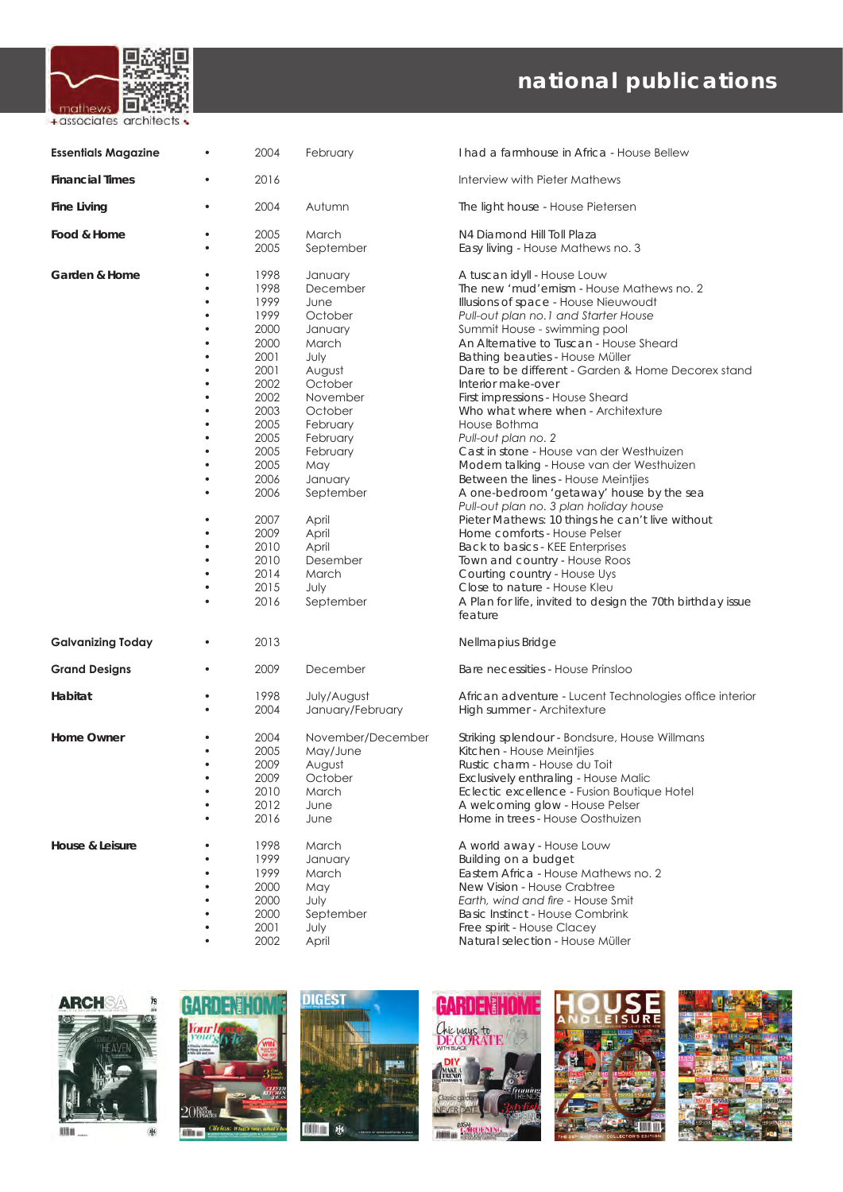# national publications

| Publication | | Year | Month | Article |
|---|---|---|---|---|
| **Essentials Magazine** | • | 2004 | February | I had a farmhouse in Africa - House Bellew |
| **Financial Times** | • | 2016 | | Interview with Pieter Mathews |
| **Fine Living** | • | 2004 | Autumn | The light house - House Pietersen |
| **Food & Home** | • | 2005 | March | N4 Diamond Hill Toll Plaza |
| | • | 2005 | September | Easy living - House Mathews no. 3 |
| **Garden & Home** | • | 1998 | January | A tuscan idyll - House Louw |
| | • | 1998 | December | The new 'mud'ernism - House Mathews no. 2 |
| | • | 1999 | June | Illusions of space - House Nieuwoudt |
| | • | 1999 | October | *Pull-out plan no.1 and Starter House* |
| | • | 2000 | January | Summit House - swimming pool |
| | • | 2000 | March | An Alternative to Tuscan - House Sheard |
| | • | 2001 | July | Bathing beauties - House Müller |
| | • | 2001 | August | Dare to be different - Garden & Home Decorex stand |
| | • | 2002 | October | Interior make-over |
| | • | 2002 | November | First impressions - House Sheard |
| | • | 2003 | October | Who what where when - Architexture |
| | • | 2005 | February | House Bothma |
| | • | 2005 | February | *Pull-out plan no. 2* |
| | • | 2005 | February | Cast in stone - House van der Westhuizen |
| | • | 2005 | May | Modern talking - House van der Westhuizen |
| | • | 2006 | January | Between the lines - House Meintjies |
| | • | 2006 | September | A one-bedroom 'getaway' house by the sea *Pull-out plan no. 3 plan holiday house* |
| | • | 2007 | April | Pieter Mathews: 10 things he can't live without |
| | • | 2009 | April | Home comforts - House Pelser |
| | • | 2010 | April | Back to basics - KEE Enterprises |
| | • | 2010 | Desember | Town and country - House Roos |
| | • | 2014 | March | Courting country - House Uys |
| | • | 2015 | July | Close to nature - House Kleu |
| | • | 2016 | September | A Plan for life, invited to design the 70th birthday issue feature |
| **Galvanizing Today** | • | 2013 | | Nellmapius Bridge |
| **Grand Designs** | • | 2009 | December | Bare necessities - House Prinsloo |
| **Habitat** | • | 1998 | July/August | African adventure - Lucent Technologies office interior |
| | • | 2004 | January/February | High summer - Architexture |
| **Home Owner** | • | 2004 | November/December | Striking splendour - Bondsure, House Willmans |
| | • | 2005 | May/June | Kitchen - House Meintjies |
| | • | 2009 | August | Rustic charm - House du Toit |
| | • | 2009 | October | Exclusively enthraling - House Malic |
| | • | 2010 | March | Eclectic excellence - Fusion Boutique Hotel |
| | • | 2012 | June | A welcoming glow - House Pelser |
| | • | 2016 | June | Home in trees - House Oosthuizen |
| **House & Leisure** | • | 1998 | March | A world away - House Louw |
| | • | 1999 | January | Building on a budget |
| | • | 1999 | March | Eastern Africa - House Mathews no. 2 |
| | • | 2000 | May | New Vision - House Crabtree |
| | • | 2000 | July | *Earth, wind and fire* - House Smit |
| | • | 2000 | September | Basic Instinct - House Combrink |
| | • | 2001 | July | Free spirit - House Clacey |
| | • | 2002 | April | Natural selection - House Müller |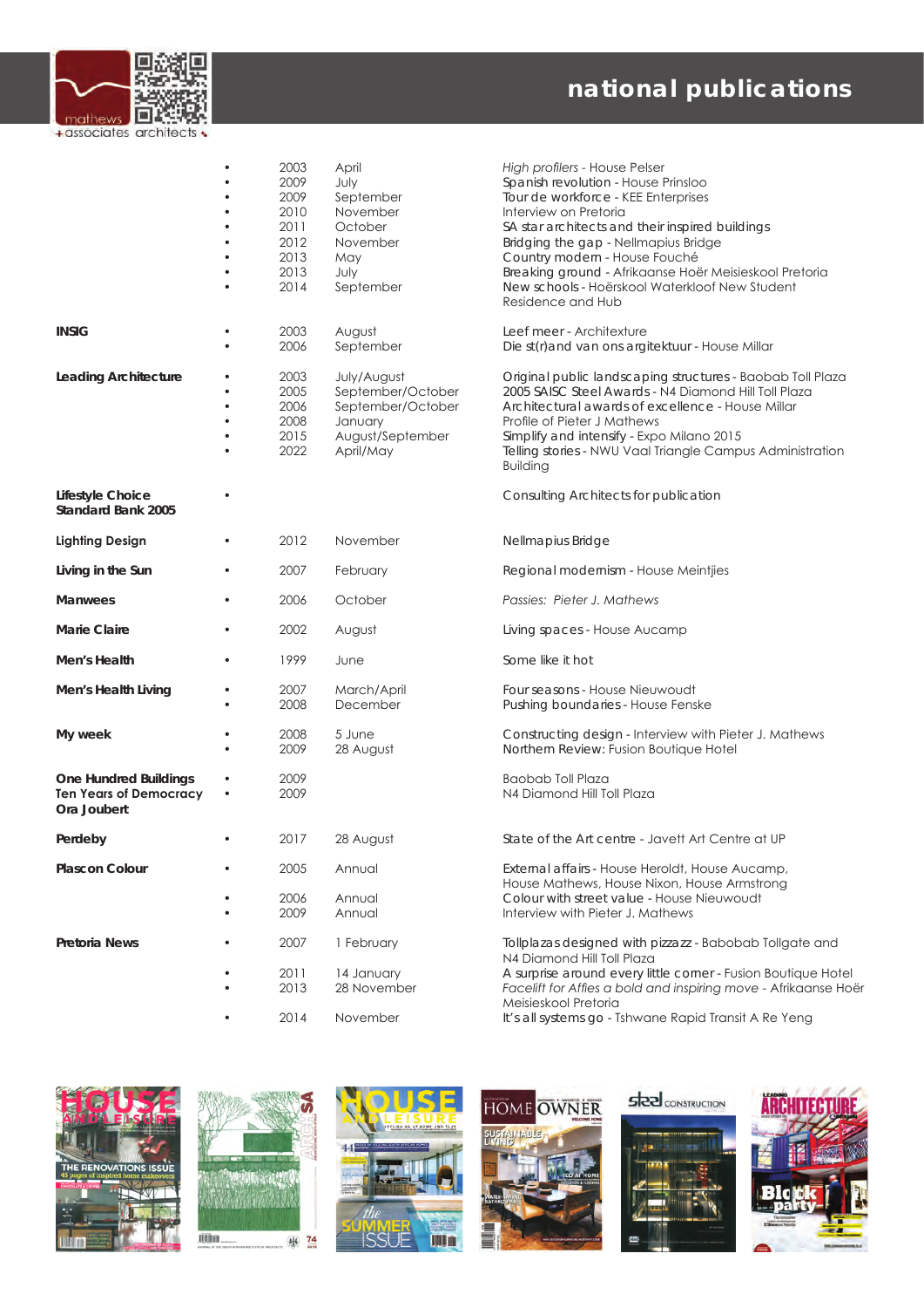# national publications

| Publication | | Year | Month | Article |
|---|---|---|---|---|
| | • | 2003 | April | *High profilers* - House Pelser |
| | • | 2009 | July | Spanish revolution - House Prinsloo |
| | • | 2009 | September | Tour de workforce - KEE Enterprises |
| | • | 2010 | November | Interview on Pretoria |
| | • | 2011 | October | SA star architects and their inspired buildings |
| | • | 2012 | November | Bridging the gap - Nellmapius Bridge |
| | • | 2013 | May | Country modern - House Fouché |
| | • | 2013 | July | Breaking ground - Afrikaanse Hoër Meisieskool Pretoria |
| | • | 2014 | September | New schools - Hoërskool Waterkloof New Student Residence and Hub |
| **INSIG** | • | 2003 | August | Leef meer - Architexture |
| | • | 2006 | September | Die st(r)and van ons argitektuur - House Millar |
| **Leading Architecture** | • | 2003 | July/August | Original public landscaping structures - Baobab Toll Plaza |
| | • | 2005 | September/October | 2005 SAISC Steel Awards - N4 Diamond Hill Toll Plaza |
| | • | 2006 | September/October | Architectural awards of excellence - House Millar |
| | • | 2008 | January | Profile of Pieter J Mathews |
| | • | 2015 | August/September | Simplify and intensify - Expo Milano 2015 |
| | • | 2022 | April/May | Telling stories - NWU Vaal Triangle Campus Administration Building |
| **Lifestyle Choice Standard Bank 2005** | • | | | Consulting Architects for publication |
| **Lighting Design** | • | 2012 | November | Nellmapius Bridge |
| **Living in the Sun** | • | 2007 | February | Regional modernism - House Meintjies |
| **Manwees** | • | 2006 | October | *Passies: Pieter J. Mathews* |
| **Marie Claire** | • | 2002 | August | Living spaces - House Aucamp |
| **Men's Health** | • | 1999 | June | Some like it hot |
| **Men's Health Living** | • | 2007 | March/April | Four seasons - House Nieuwoudt |
| | • | 2008 | December | Pushing boundaries - House Fenske |
| **My week** | • | 2008 | 5 June | Constructing design - Interview with Pieter J. Mathews |
| | • | 2009 | 28 August | Northern Review: Fusion Boutique Hotel |
| **One Hundred Buildings** | • | 2009 | | Baobab Toll Plaza |
| **Ten Years of Democracy Ora Joubert** | • | 2009 | | N4 Diamond Hill Toll Plaza |
| **Perdeby** | • | 2017 | 28 August | State of the Art centre - Javett Art Centre at UP |
| **Plascon Colour** | • | 2005 | Annual | External affairs - House Heroldt, House Aucamp, House Mathews, House Nixon, House Armstrong |
| | • | 2006 | Annual | Colour with street value - House Nieuwoudt |
| | • | 2009 | Annual | Interview with Pieter J. Mathews |
| **Pretoria News** | • | 2007 | 1 February | Tollplazas designed with pizzazz - Babobab Tollgate and N4 Diamond Hill Toll Plaza |
| | • | 2011 | 14 January | A surprise around every little corner - Fusion Boutique Hotel |
| | • | 2013 | 28 November | *Facelift for Affies a bold and inspiring move* - Afrikaanse Hoër Meisieskool Pretoria |
| | • | 2014 | November | It's all systems go - Tshwane Rapid Transit A Re Yeng |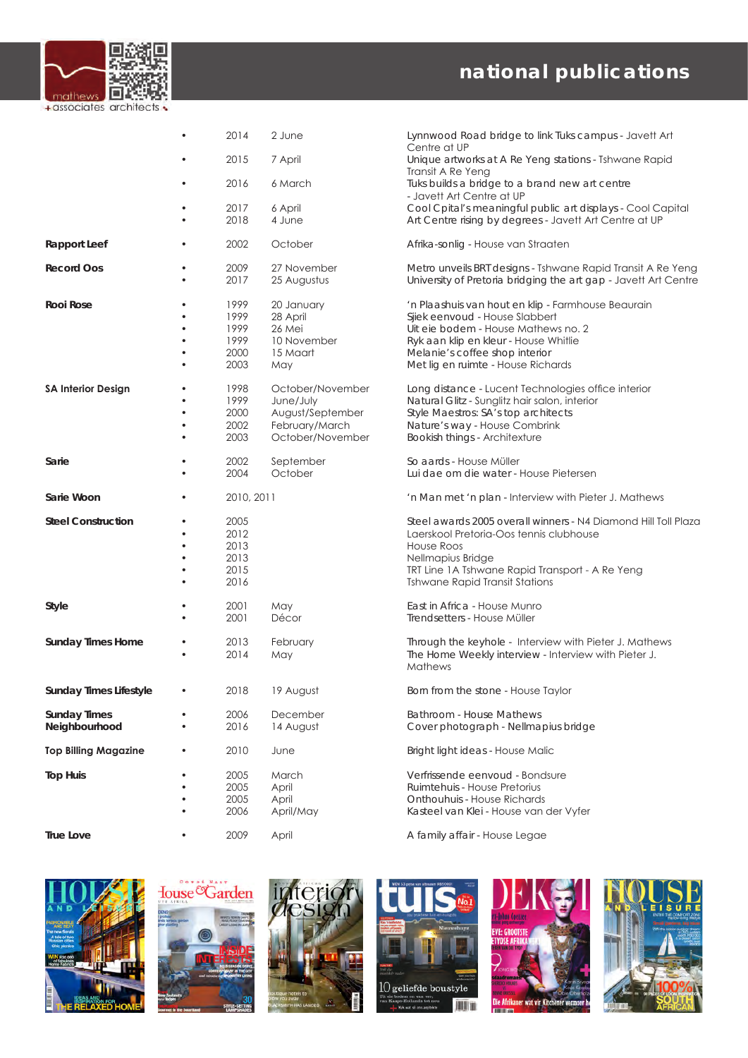## national publications

| Publication | Year | Date | Article |
|---|---|---|---|
| | 2014 | 2 June | Lynnwood Road bridge to link Tuks campus - Javett Art Centre at UP |
| | 2015 | 7 April | Unique artworks at A Re Yeng stations - Tshwane Rapid Transit A Re Yeng |
| | 2016 | 6 March | Tuks builds a bridge to a brand new art centre - Javett Art Centre at UP |
| | 2017 | 6 April | Cool Cpital's meaningful public art displays - Cool Capital |
| | 2018 | 4 June | Art Centre rising by degrees - Javett Art Centre at UP |
| **Rapport Leef** | 2002 | October | Afrika-sonlig - House van Straaten |
| **Record Oos** | 2009 | 27 November | Metro unveils BRT designs - Tshwane Rapid Transit A Re Yeng |
| | 2017 | 25 Augustus | University of Pretoria bridging the art gap - Javett Art Centre |
| **Rooi Rose** | 1999 | 20 January | 'n Plaashuis van hout en klip - Farmhouse Beaurain |
| | 1999 | 28 April | Sjiek eenvoud - House Slabbert |
| | 1999 | 26 Mei | Uit eie bodem - House Mathews no. 2 |
| | 1999 | 10 November | Ryk aan klip en kleur - House Whitlie |
| | 2000 | 15 Maart | Melanie's coffee shop interior |
| | 2003 | May | Met lig en ruimte - House Richards |
| **SA Interior Design** | 1998 | October/November | Long distance - Lucent Technologies office interior |
| | 1999 | June/July | Natural Glitz - Sunglitz hair salon, interior |
| | 2000 | August/September | Style Maestros: SA's top architects |
| | 2002 | February/March | Nature's way - House Combrink |
| | 2003 | October/November | Bookish things - Architexture |
| **Sarie** | 2002 | September | So aards - House Müller |
| | 2004 | October | Lui dae om die water - House Pietersen |
| **Sarie Woon** | 2010, 2011 | | 'n Man met 'n plan - Interview with Pieter J. Mathews |
| **Steel Construction** | 2005 | | Steel awards 2005 overall winners - N4 Diamond Hill Toll Plaza |
| | 2012 | | Laerskool Pretoria-Oos tennis clubhouse |
| | 2013 | | House Roos |
| | 2013 | | Nellmapius Bridge |
| | 2015 | | TRT Line 1A Tshwane Rapid Transport - A Re Yeng |
| | 2016 | | Tshwane Rapid Transit Stations |
| **Style** | 2001 | May | East in Africa - House Munro |
| | 2001 | Décor | Trendsetters - House Müller |
| **Sunday Times Home** | 2013 | February | Through the keyhole - Interview with Pieter J. Mathews |
| | 2014 | May | The Home Weekly interview - Interview with Pieter J. Mathews |
| **Sunday Times Lifestyle** | 2018 | 19 August | Born from the stone - House Taylor |
| **Sunday Times Neighbourhood** | 2006 | December | Bathroom - House Mathews |
| | 2016 | 14 August | Cover photograph - Nellmapius bridge |
| **Top Billing Magazine** | 2010 | June | Bright light ideas - House Malic |
| **Top Huis** | 2005 | March | Verfrissende eenvoud - Bondsure |
| | 2005 | April | Ruimtehuis - House Pretorius |
| | 2005 | April | Onthouhuis - House Richards |
| | 2006 | April/May | Kasteel van Klei - House van der Vyfer |
| **True Love** | 2009 | April | A family affair - House Legae |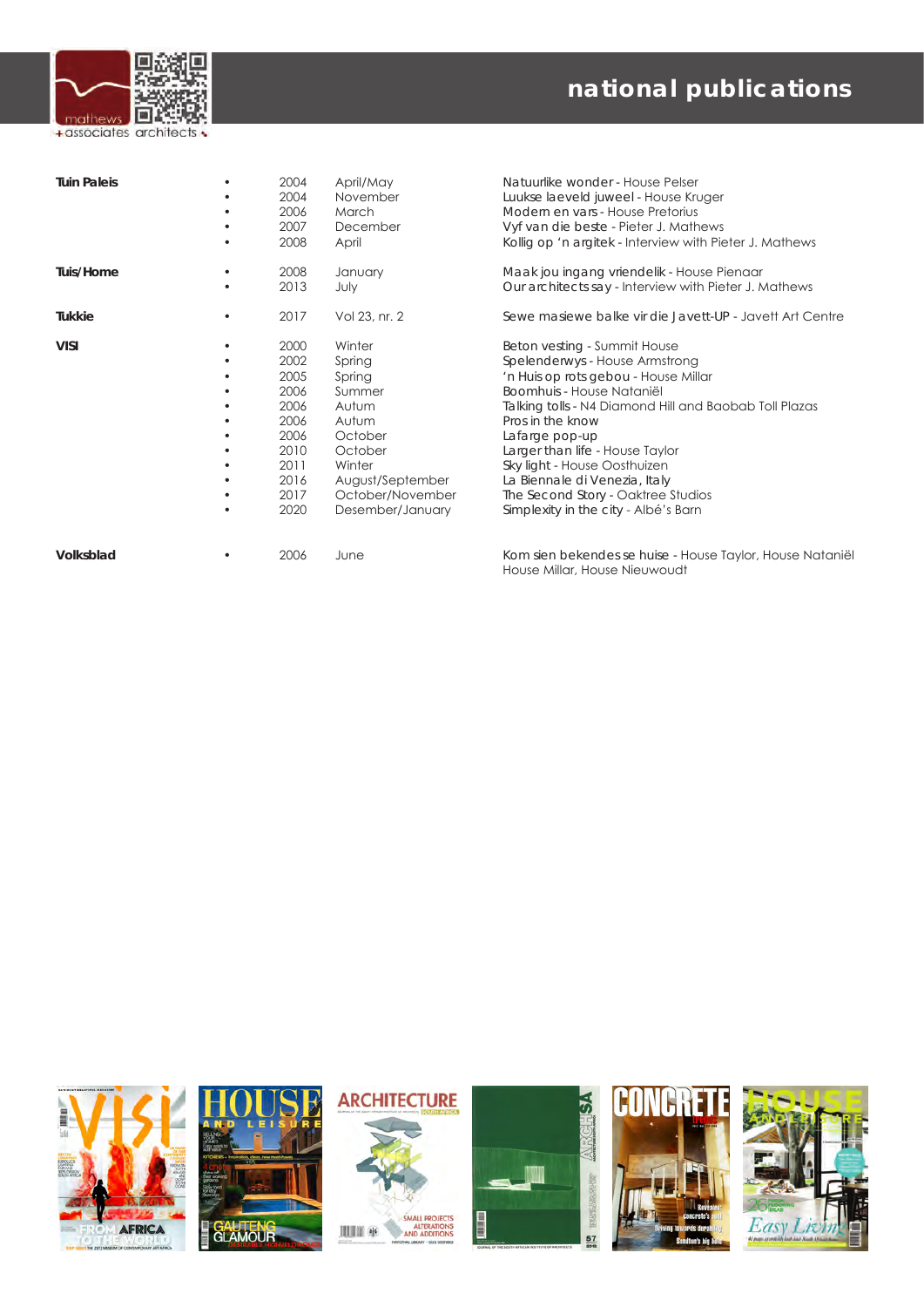# national publications

| | | | | |
|---|---|---|---|---|
| **Tuin Paleis** | • | 2004 | April/May | Natuurlike wonder - House Pelser |
| | • | 2004 | November | Luukse laeveld juweel - House Kruger |
| | • | 2006 | March | Modern en vars - House Pretorius |
| | • | 2007 | December | Vyf van die beste - Pieter J. Mathews |
| | • | 2008 | April | Kollig op 'n argitek - Interview with Pieter J. Mathews |
| **Tuis/Home** | • | 2008 | January | Maak jou ingang vriendelik - House Pienaar |
| | • | 2013 | July | Our architects say - Interview with Pieter J. Mathews |
| **Tukkie** | • | 2017 | Vol 23, nr. 2 | Sewe masiewe balke vir die Javett-UP - Javett Art Centre |
| **VISI** | • | 2000 | Winter | Beton vesting - Summit House |
| | • | 2002 | Spring | Spelenderwys - House Armstrong |
| | • | 2005 | Spring | 'n Huis op rots gebou - House Millar |
| | • | 2006 | Summer | Boomhuis - House Nataniël |
| | • | 2006 | Autum | Talking tolls - N4 Diamond Hill and Baobab Toll Plazas |
| | • | 2006 | Autum | Pros in the know |
| | • | 2006 | October | Lafarge pop-up |
| | • | 2010 | October | Larger than life - House Taylor |
| | • | 2011 | Winter | Sky light - House Oosthuizen |
| | • | 2016 | August/September | La Biennale di Venezia, Italy |
| | • | 2017 | October/November | The Second Story - Oaktree Studios |
| | • | 2020 | Desember/January | Simplexity in the city - Albé's Barn |
| **Volksblad** | • | 2006 | June | Kom sien bekendes se huise - House Taylor, House Nataniël House Millar, House Nieuwoudt |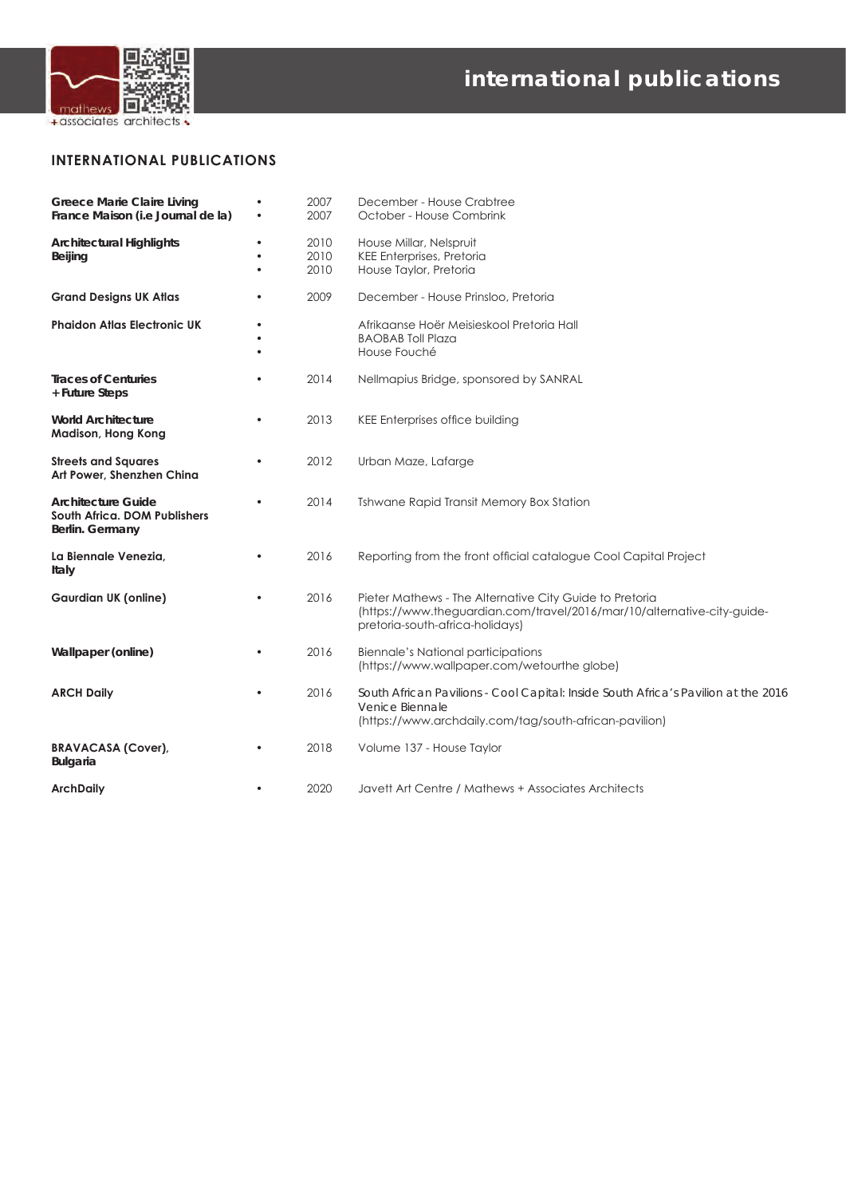# international publications

## INTERNATIONAL PUBLICATIONS

| | | | |
|---|---|---|---|
| **Greece Marie Claire Living** | • | 2007 | December - House Crabtree |
| **France Maison (i.e Journal de la)** | • | 2007 | October - House Combrink |
| **Architectural Highlights Beijing** | • | 2010 | House Millar, Nelspruit |
| | • | 2010 | KEE Enterprises, Pretoria |
| | • | 2010 | House Taylor, Pretoria |
| **Grand Designs UK Atlas** | • | 2009 | December - House Prinsloo, Pretoria |
| **Phaidon Atlas Electronic UK** | • | | Afrikaanse Hoër Meisieskool Pretoria Hall |
| | • | | BAOBAB Toll Plaza |
| | • | | House Fouché |
| **Traces of Centuries + Future Steps** | • | 2014 | Nellmapius Bridge, sponsored by SANRAL |
| **World Architecture Madison, Hong Kong** | • | 2013 | KEE Enterprises office building |
| **Streets and Squares Art Power, Shenzhen China** | • | 2012 | Urban Maze, Lafarge |
| **Architecture Guide South Africa. DOM Publishers Berlin. Germany** | • | 2014 | Tshwane Rapid Transit Memory Box Station |
| **La Biennale Venezia, Italy** | • | 2016 | Reporting from the front official catalogue Cool Capital Project |
| **Gaurdian UK (online)** | • | 2016 | Pieter Mathews - The Alternative City Guide to Pretoria (https://www.theguardian.com/travel/2016/mar/10/alternative-city-guide-pretoria-south-africa-holidays) |
| **Wallpaper (online)** | • | 2016 | Biennale's National participations (https://www.wallpaper.com/wetourthe globe) |
| **ARCH Daily** | • | 2016 | South African Pavilions - Cool Capital: Inside South Africa's Pavilion at the 2016 Venice Biennale (https://www.archdaily.com/tag/south-african-pavilion) |
| **BRAVACASA (Cover), Bulgaria** | • | 2018 | Volume 137 - House Taylor |
| **ArchDaily** | • | 2020 | Javett Art Centre / Mathews + Associates Architects |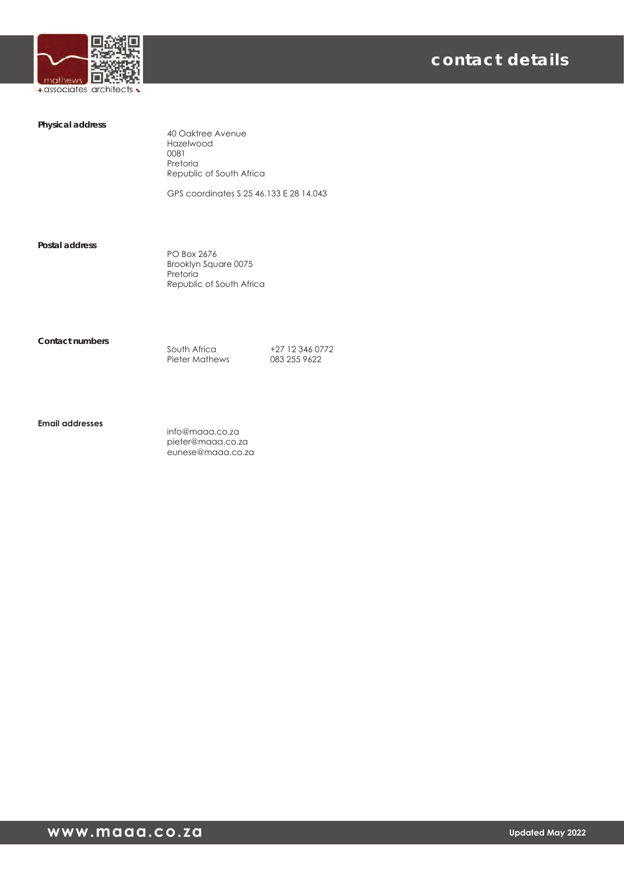# contact details

**Physical address**

40 Oaktree Avenue
Hazelwood
0081
Pretoria
Republic of South Africa

GPS coordinates S 25 46.133 E 28 14.043

**Postal address**

PO Box 2676
Brooklyn Square 0075
Pretoria
Republic of South Africa

**Contact numbers**

| | |
|---|---|
| South Africa | +27 12 346 0772 |
| Pieter Mathews | 083 255 9622 |

**Email addresses**

info@maaa.co.za
pieter@maaa.co.za
eunese@maaa.co.za

www.maaa.co.za

Updated May 2022